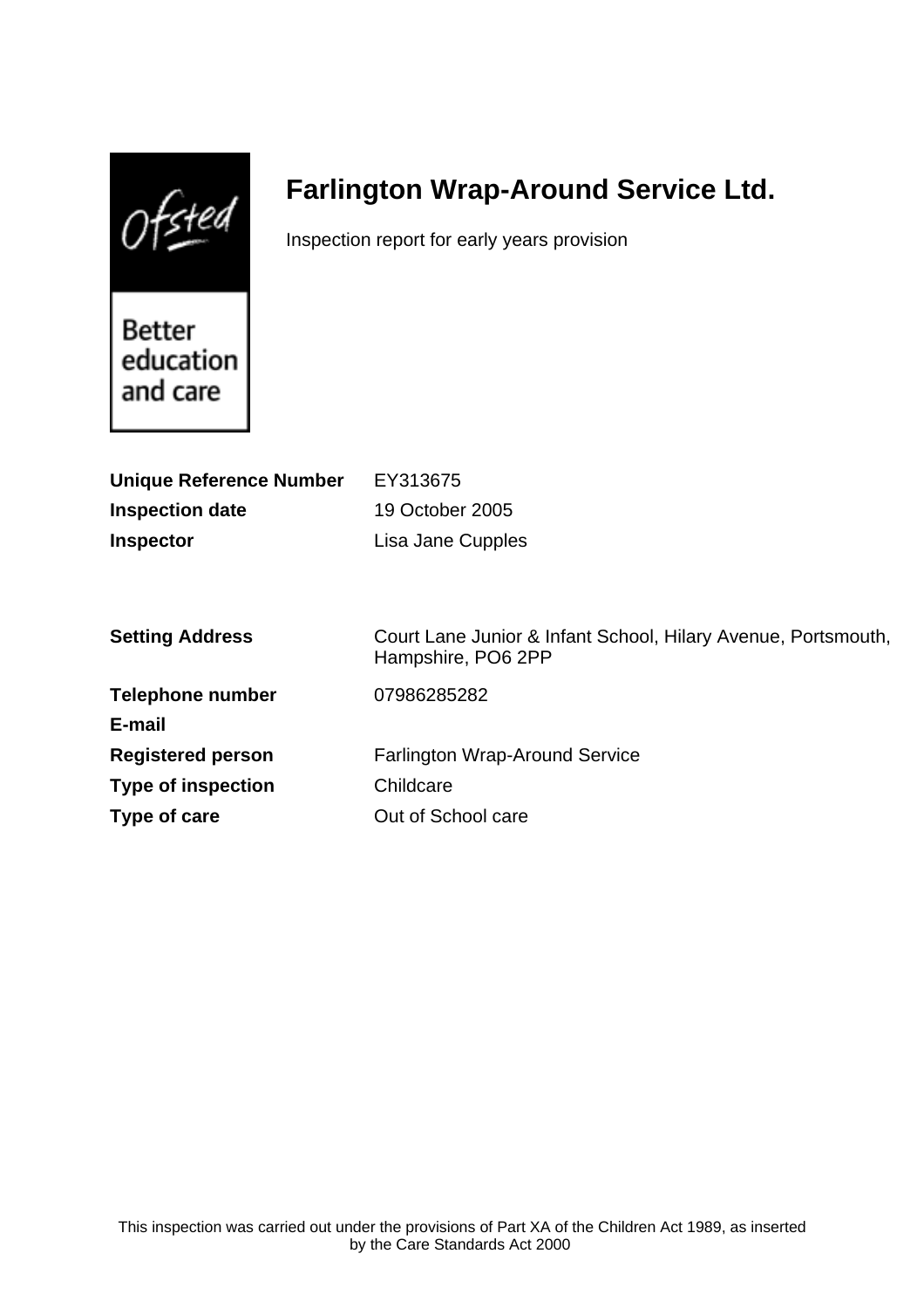# Farlington Wrap-Around Service Ltd.

Inspection report for early years provision

| | |
|---|---|
| **Unique Reference Number** | EY313675 |
| **Inspection date** | 19 October 2005 |
| **Inspector** | Lisa Jane Cupples |

| | |
|---|---|
| **Setting Address** | Court Lane Junior & Infant School, Hilary Avenue, Portsmouth, Hampshire, PO6 2PP |
| **Telephone number** | 07986285282 |
| **E-mail** | |
| **Registered person** | Farlington Wrap-Around Service |
| **Type of inspection** | Childcare |
| **Type of care** | Out of School care |

This inspection was carried out under the provisions of Part XA of the Children Act 1989, as inserted by the Care Standards Act 2000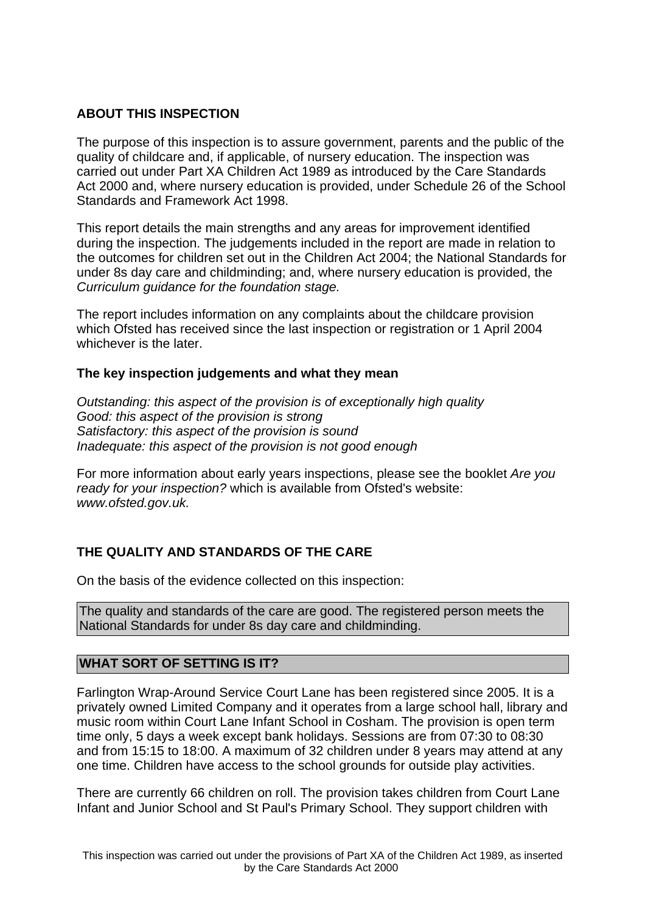## ABOUT THIS INSPECTION

The purpose of this inspection is to assure government, parents and the public of the quality of childcare and, if applicable, of nursery education. The inspection was carried out under Part XA Children Act 1989 as introduced by the Care Standards Act 2000 and, where nursery education is provided, under Schedule 26 of the School Standards and Framework Act 1998.

This report details the main strengths and any areas for improvement identified during the inspection. The judgements included in the report are made in relation to the outcomes for children set out in the Children Act 2004; the National Standards for under 8s day care and childminding; and, where nursery education is provided, the *Curriculum guidance for the foundation stage.*

The report includes information on any complaints about the childcare provision which Ofsted has received since the last inspection or registration or 1 April 2004 whichever is the later.

### The key inspection judgements and what they mean

*Outstanding: this aspect of the provision is of exceptionally high quality*
*Good: this aspect of the provision is strong*
*Satisfactory: this aspect of the provision is sound*
*Inadequate: this aspect of the provision is not good enough*

For more information about early years inspections, please see the booklet *Are you ready for your inspection?* which is available from Ofsted's website: *www.ofsted.gov.uk.*

## THE QUALITY AND STANDARDS OF THE CARE

On the basis of the evidence collected on this inspection:

The quality and standards of the care are good. The registered person meets the National Standards for under 8s day care and childminding.

## WHAT SORT OF SETTING IS IT?

Farlington Wrap-Around Service Court Lane has been registered since 2005. It is a privately owned Limited Company and it operates from a large school hall, library and music room within Court Lane Infant School in Cosham. The provision is open term time only, 5 days a week except bank holidays. Sessions are from 07:30 to 08:30 and from 15:15 to 18:00. A maximum of 32 children under 8 years may attend at any one time. Children have access to the school grounds for outside play activities.

There are currently 66 children on roll. The provision takes children from Court Lane Infant and Junior School and St Paul's Primary School. They support children with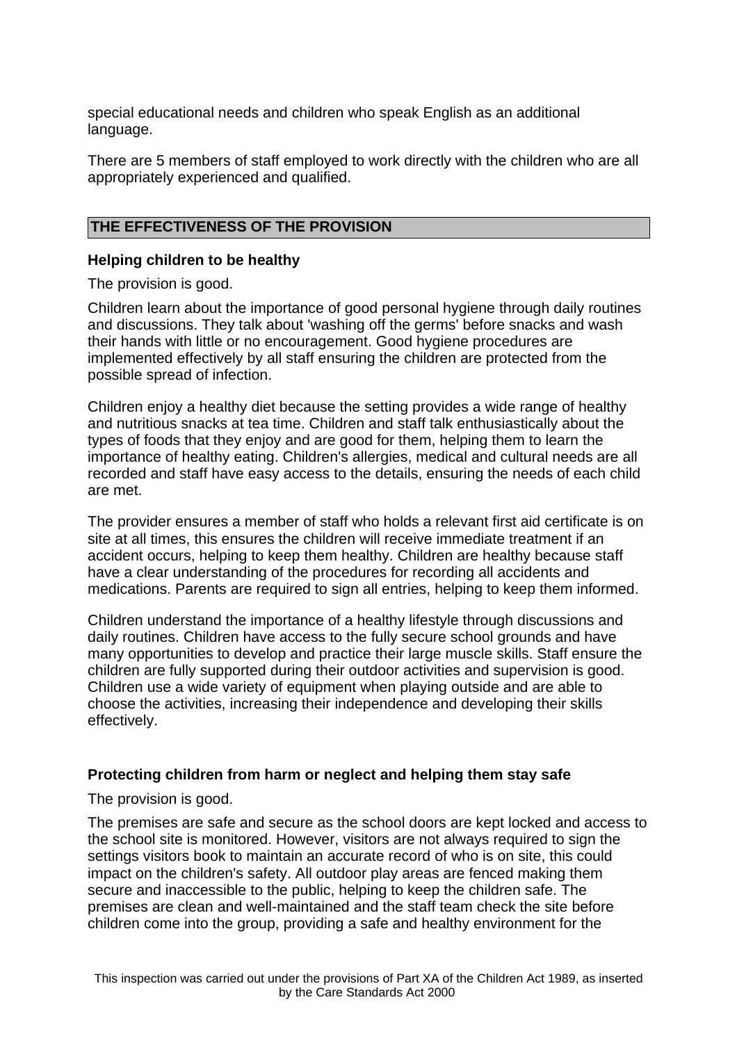special educational needs and children who speak English as an additional language.

There are 5 members of staff employed to work directly with the children who are all appropriately experienced and qualified.

## THE EFFECTIVENESS OF THE PROVISION

### Helping children to be healthy

The provision is good.

Children learn about the importance of good personal hygiene through daily routines and discussions. They talk about 'washing off the germs' before snacks and wash their hands with little or no encouragement. Good hygiene procedures are implemented effectively by all staff ensuring the children are protected from the possible spread of infection.

Children enjoy a healthy diet because the setting provides a wide range of healthy and nutritious snacks at tea time. Children and staff talk enthusiastically about the types of foods that they enjoy and are good for them, helping them to learn the importance of healthy eating. Children's allergies, medical and cultural needs are all recorded and staff have easy access to the details, ensuring the needs of each child are met.

The provider ensures a member of staff who holds a relevant first aid certificate is on site at all times, this ensures the children will receive immediate treatment if an accident occurs, helping to keep them healthy. Children are healthy because staff have a clear understanding of the procedures for recording all accidents and medications. Parents are required to sign all entries, helping to keep them informed.

Children understand the importance of a healthy lifestyle through discussions and daily routines. Children have access to the fully secure school grounds and have many opportunities to develop and practice their large muscle skills. Staff ensure the children are fully supported during their outdoor activities and supervision is good. Children use a wide variety of equipment when playing outside and are able to choose the activities, increasing their independence and developing their skills effectively.

### Protecting children from harm or neglect and helping them stay safe

The provision is good.

The premises are safe and secure as the school doors are kept locked and access to the school site is monitored. However, visitors are not always required to sign the settings visitors book to maintain an accurate record of who is on site, this could impact on the children's safety. All outdoor play areas are fenced making them secure and inaccessible to the public, helping to keep the children safe. The premises are clean and well-maintained and the staff team check the site before children come into the group, providing a safe and healthy environment for the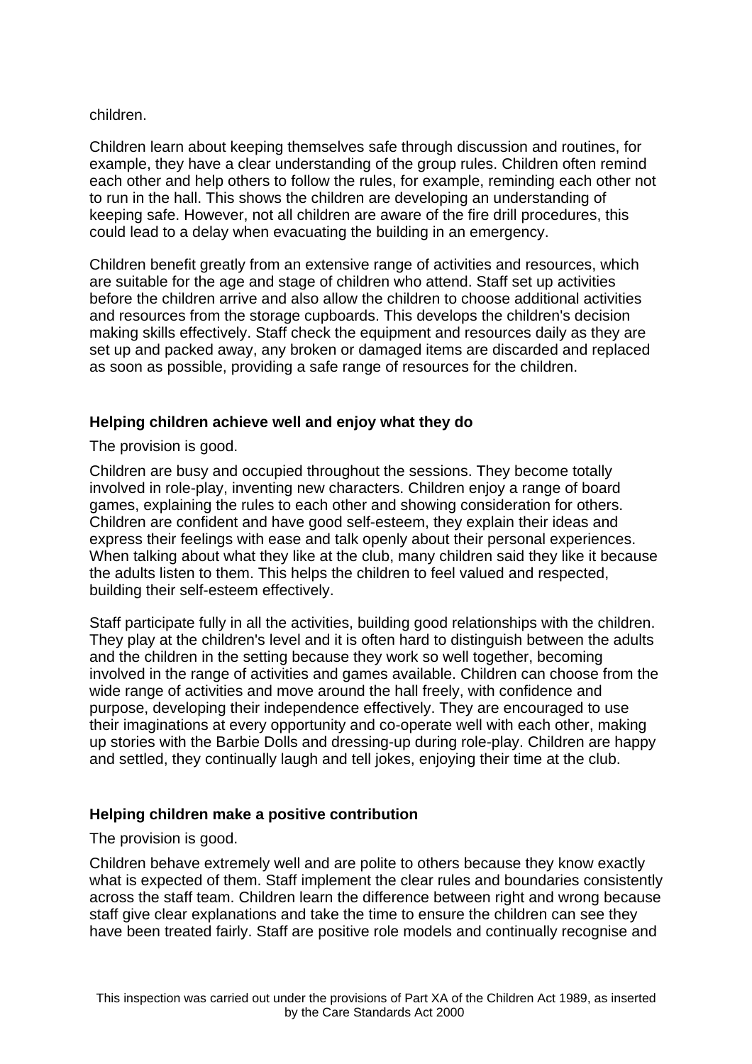children.

Children learn about keeping themselves safe through discussion and routines, for example, they have a clear understanding of the group rules. Children often remind each other and help others to follow the rules, for example, reminding each other not to run in the hall. This shows the children are developing an understanding of keeping safe. However, not all children are aware of the fire drill procedures, this could lead to a delay when evacuating the building in an emergency.

Children benefit greatly from an extensive range of activities and resources, which are suitable for the age and stage of children who attend. Staff set up activities before the children arrive and also allow the children to choose additional activities and resources from the storage cupboards. This develops the children's decision making skills effectively. Staff check the equipment and resources daily as they are set up and packed away, any broken or damaged items are discarded and replaced as soon as possible, providing a safe range of resources for the children.

**Helping children achieve well and enjoy what they do**

The provision is good.

Children are busy and occupied throughout the sessions. They become totally involved in role-play, inventing new characters. Children enjoy a range of board games, explaining the rules to each other and showing consideration for others. Children are confident and have good self-esteem, they explain their ideas and express their feelings with ease and talk openly about their personal experiences. When talking about what they like at the club, many children said they like it because the adults listen to them. This helps the children to feel valued and respected, building their self-esteem effectively.

Staff participate fully in all the activities, building good relationships with the children. They play at the children's level and it is often hard to distinguish between the adults and the children in the setting because they work so well together, becoming involved in the range of activities and games available. Children can choose from the wide range of activities and move around the hall freely, with confidence and purpose, developing their independence effectively. They are encouraged to use their imaginations at every opportunity and co-operate well with each other, making up stories with the Barbie Dolls and dressing-up during role-play. Children are happy and settled, they continually laugh and tell jokes, enjoying their time at the club.

**Helping children make a positive contribution**

The provision is good.

Children behave extremely well and are polite to others because they know exactly what is expected of them. Staff implement the clear rules and boundaries consistently across the staff team. Children learn the difference between right and wrong because staff give clear explanations and take the time to ensure the children can see they have been treated fairly. Staff are positive role models and continually recognise and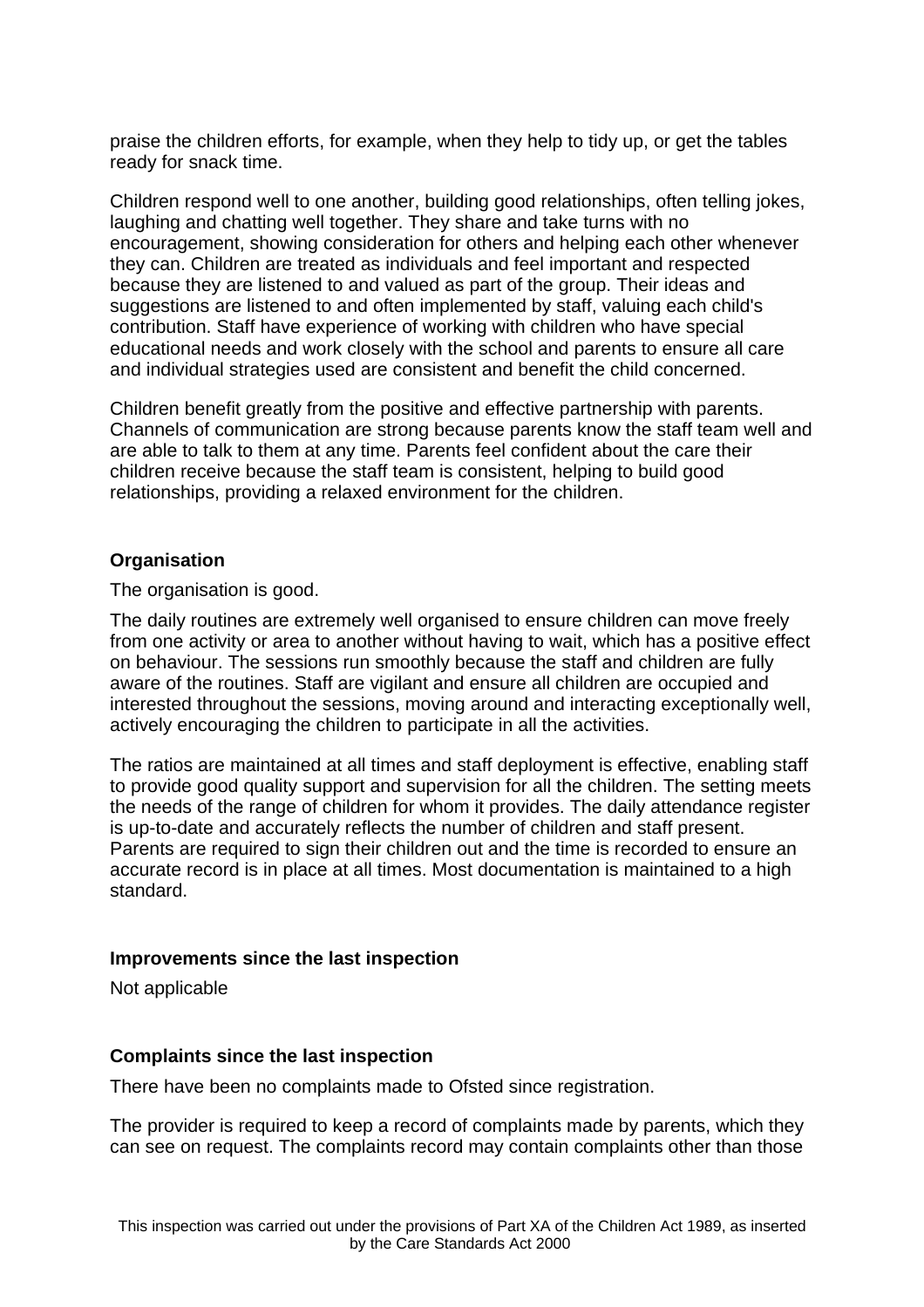praise the children efforts, for example, when they help to tidy up, or get the tables ready for snack time.

Children respond well to one another, building good relationships, often telling jokes, laughing and chatting well together. They share and take turns with no encouragement, showing consideration for others and helping each other whenever they can. Children are treated as individuals and feel important and respected because they are listened to and valued as part of the group. Their ideas and suggestions are listened to and often implemented by staff, valuing each child's contribution. Staff have experience of working with children who have special educational needs and work closely with the school and parents to ensure all care and individual strategies used are consistent and benefit the child concerned.

Children benefit greatly from the positive and effective partnership with parents. Channels of communication are strong because parents know the staff team well and are able to talk to them at any time. Parents feel confident about the care their children receive because the staff team is consistent, helping to build good relationships, providing a relaxed environment for the children.

**Organisation**

The organisation is good.

The daily routines are extremely well organised to ensure children can move freely from one activity or area to another without having to wait, which has a positive effect on behaviour. The sessions run smoothly because the staff and children are fully aware of the routines. Staff are vigilant and ensure all children are occupied and interested throughout the sessions, moving around and interacting exceptionally well, actively encouraging the children to participate in all the activities.

The ratios are maintained at all times and staff deployment is effective, enabling staff to provide good quality support and supervision for all the children. The setting meets the needs of the range of children for whom it provides. The daily attendance register is up-to-date and accurately reflects the number of children and staff present. Parents are required to sign their children out and the time is recorded to ensure an accurate record is in place at all times. Most documentation is maintained to a high standard.

**Improvements since the last inspection**

Not applicable

**Complaints since the last inspection**

There have been no complaints made to Ofsted since registration.

The provider is required to keep a record of complaints made by parents, which they can see on request. The complaints record may contain complaints other than those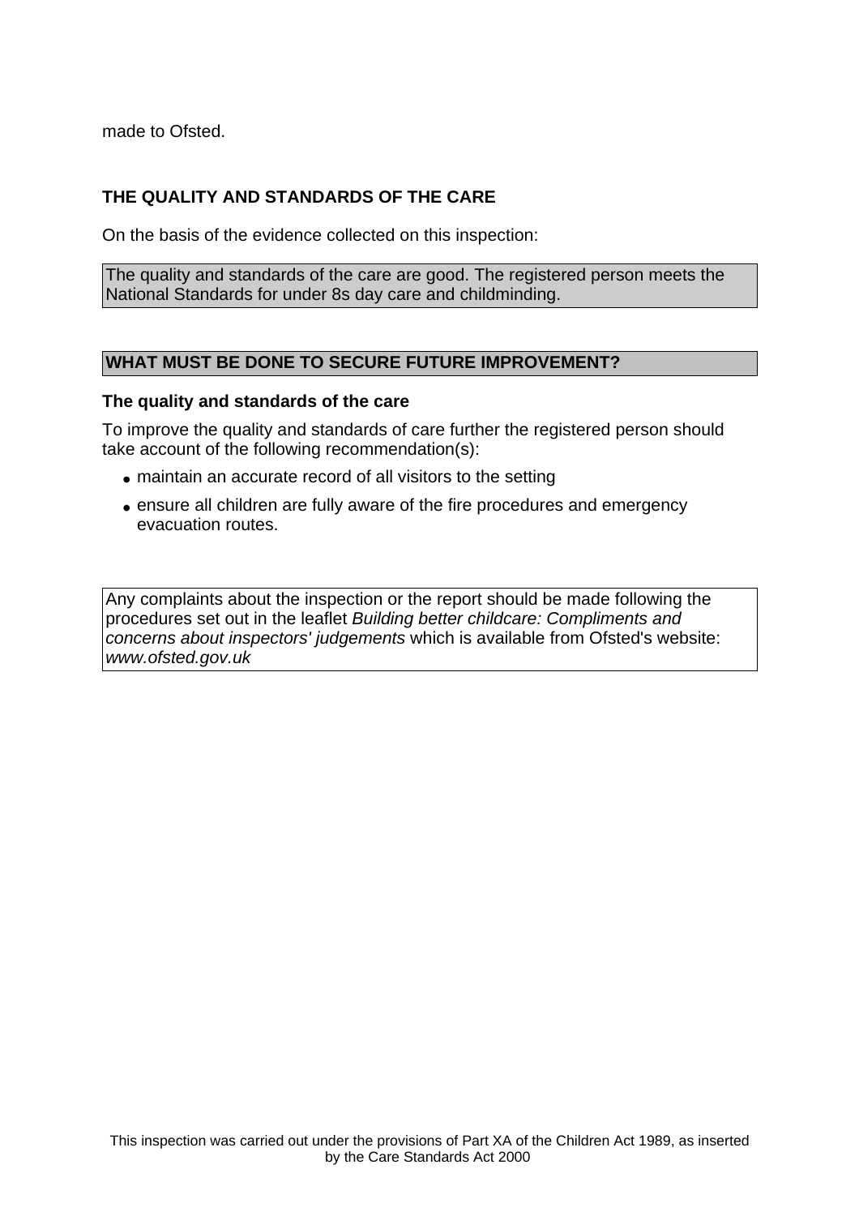made to Ofsted.

## THE QUALITY AND STANDARDS OF THE CARE

On the basis of the evidence collected on this inspection:

The quality and standards of the care are good. The registered person meets the National Standards for under 8s day care and childminding.

## WHAT MUST BE DONE TO SECURE FUTURE IMPROVEMENT?

### The quality and standards of the care

To improve the quality and standards of care further the registered person should take account of the following recommendation(s):

- maintain an accurate record of all visitors to the setting
- ensure all children are fully aware of the fire procedures and emergency evacuation routes.

Any complaints about the inspection or the report should be made following the procedures set out in the leaflet *Building better childcare: Compliments and concerns about inspectors' judgements* which is available from Ofsted's website: *www.ofsted.gov.uk*

This inspection was carried out under the provisions of Part XA of the Children Act 1989, as inserted by the Care Standards Act 2000